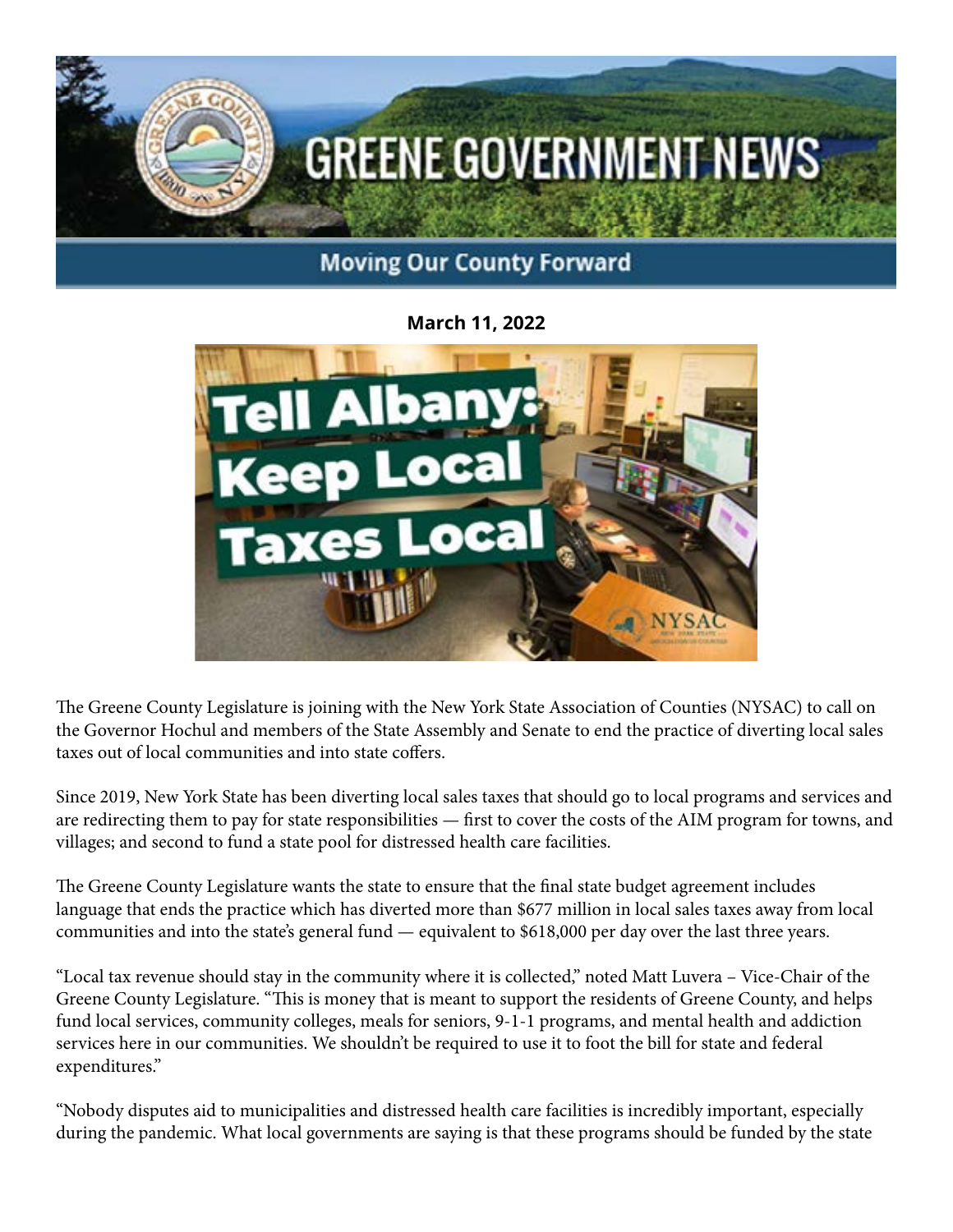# GREENE GOVERNMENT NEWS

**Moving Our County Forward**

**March 11, 2022**

The Greene County Legislature is joining with the New York State Association of Counties (NYSAC) to call on the Governor Hochul and members of the State Assembly and Senate to end the practice of diverting local sales taxes out of local communities and into state coffers.

Since 2019, New York State has been diverting local sales taxes that should go to local programs and services and are redirecting them to pay for state responsibilities — first to cover the costs of the AIM program for towns, and villages; and second to fund a state pool for distressed health care facilities.

The Greene County Legislature wants the state to ensure that the final state budget agreement includes language that ends the practice which has diverted more than $677 million in local sales taxes away from local communities and into the state's general fund — equivalent to $618,000 per day over the last three years.

"Local tax revenue should stay in the community where it is collected," noted Matt Luvera – Vice-Chair of the Greene County Legislature. "This is money that is meant to support the residents of Greene County, and helps fund local services, community colleges, meals for seniors, 9-1-1 programs, and mental health and addiction services here in our communities. We shouldn't be required to use it to foot the bill for state and federal expenditures."

"Nobody disputes aid to municipalities and distressed health care facilities is incredibly important, especially during the pandemic. What local governments are saying is that these programs should be funded by the state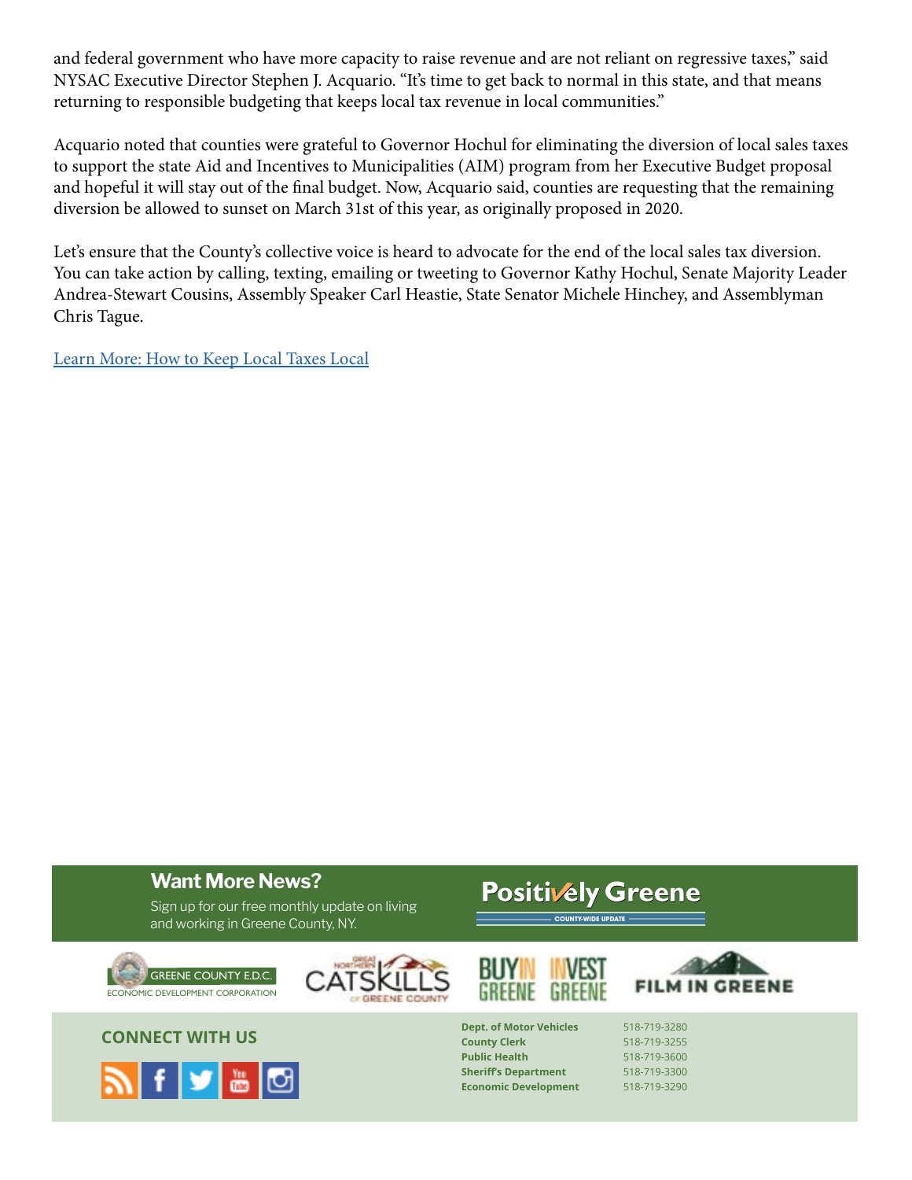and federal government who have more capacity to raise revenue and are not reliant on regressive taxes," said NYSAC Executive Director Stephen J. Acquario. "It's time to get back to normal in this state, and that means returning to responsible budgeting that keeps local tax revenue in local communities."

Acquario noted that counties were grateful to Governor Hochul for eliminating the diversion of local sales taxes to support the state Aid and Incentives to Municipalities (AIM) program from her Executive Budget proposal and hopeful it will stay out of the final budget. Now, Acquario said, counties are requesting that the remaining diversion be allowed to sunset on March 31st of this year, as originally proposed in 2020.

Let's ensure that the County's collective voice is heard to advocate for the end of the local sales tax diversion. You can take action by calling, texting, emailing or tweeting to Governor Kathy Hochul, Senate Majority Leader Andrea-Stewart Cousins, Assembly Speaker Carl Heastie, State Senator Michele Hinchey, and Assemblyman Chris Tague.

Learn More: How to Keep Local Taxes Local

**Want More News?**

Sign up for our free monthly update on living and working in Greene County, NY.

Positively Greene

COUNTY-WIDE UPDATE

GREENE COUNTY E.D.C.
ECONOMIC DEVELOPMENT CORPORATION

GREAT NORTHERN CATSKILLS OF GREENE COUNTY

BUY IN GREENE INVEST GREENE

FILM IN GREENE

**CONNECT WITH US**

| | |
|---|---|
| **Dept. of Motor Vehicles** | 518-719-3280 |
| **County Clerk** | 518-719-3255 |
| **Public Health** | 518-719-3600 |
| **Sheriff's Department** | 518-719-3300 |
| **Economic Development** | 518-719-3290 |